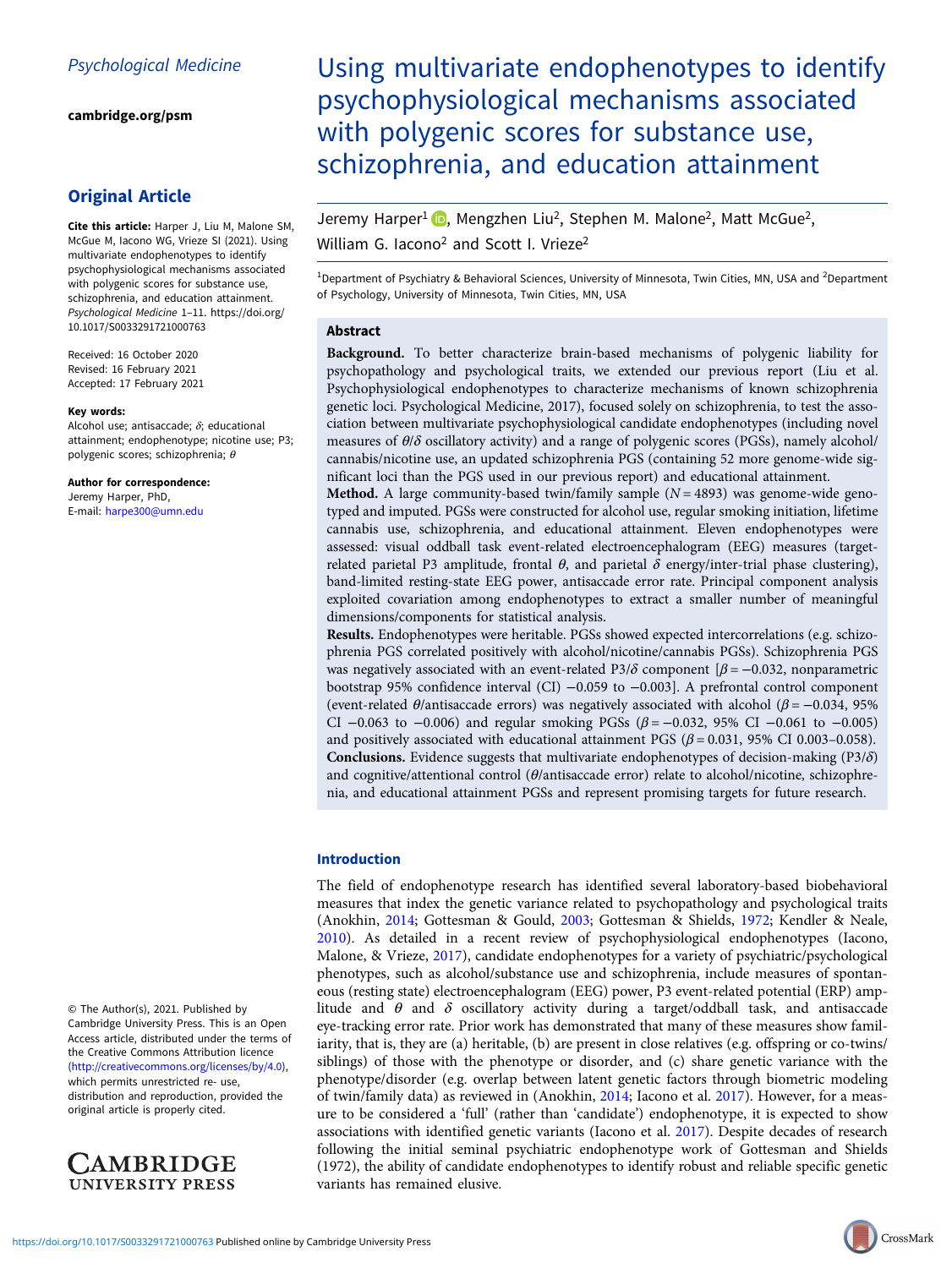Psychological Medicine

cambridge.org/psm

## Original Article

**Cite this article:** Harper J, Liu M, Malone SM, McGue M, Iacono WG, Vrieze SI (2021). Using multivariate endophenotypes to identify psychophysiological mechanisms associated with polygenic scores for substance use, schizophrenia, and education attainment. *Psychological Medicine* 1–11. https://doi.org/10.1017/S0033291721000763

Received: 16 October 2020
Revised: 16 February 2021
Accepted: 17 February 2021

**Key words:**
Alcohol use; antisaccade; $\delta$; educational attainment; endophenotype; nicotine use; P3; polygenic scores; schizophrenia; $\theta$

**Author for correspondence:**
Jeremy Harper, PhD,
E-mail: harpe300@umn.edu

© The Author(s), 2021. Published by Cambridge University Press. This is an Open Access article, distributed under the terms of the Creative Commons Attribution licence (http://creativecommons.org/licenses/by/4.0), which permits unrestricted re- use, distribution and reproduction, provided the original article is properly cited.

# Using multivariate endophenotypes to identify psychophysiological mechanisms associated with polygenic scores for substance use, schizophrenia, and education attainment

Jeremy Harper[1], Mengzhen Liu[2], Stephen M. Malone[2], Matt McGue[2], William G. Iacono[2] and Scott I. Vrieze[2]

[1]Department of Psychiatry & Behavioral Sciences, University of Minnesota, Twin Cities, MN, USA and [2]Department of Psychology, University of Minnesota, Twin Cities, MN, USA

## Abstract

**Background.** To better characterize brain-based mechanisms of polygenic liability for psychopathology and psychological traits, we extended our previous report (Liu et al. Psychophysiological endophenotypes to characterize mechanisms of known schizophrenia genetic loci. Psychological Medicine, 2017), focused solely on schizophrenia, to test the association between multivariate psychophysiological candidate endophenotypes (including novel measures of $\theta/\delta$ oscillatory activity) and a range of polygenic scores (PGSs), namely alcohol/cannabis/nicotine use, an updated schizophrenia PGS (containing 52 more genome-wide significant loci than the PGS used in our previous report) and educational attainment.

**Method.** A large community-based twin/family sample ($N = 4893$) was genome-wide genotyped and imputed. PGSs were constructed for alcohol use, regular smoking initiation, lifetime cannabis use, schizophrenia, and educational attainment. Eleven endophenotypes were assessed: visual oddball task event-related electroencephalogram (EEG) measures (target-related parietal P3 amplitude, frontal $\theta$, and parietal $\delta$ energy/inter-trial phase clustering), band-limited resting-state EEG power, antisaccade error rate. Principal component analysis exploited covariation among endophenotypes to extract a smaller number of meaningful dimensions/components for statistical analysis.

**Results.** Endophenotypes were heritable. PGSs showed expected intercorrelations (e.g. schizophrenia PGS correlated positively with alcohol/nicotine/cannabis PGSs). Schizophrenia PGS was negatively associated with an event-related P3/$\delta$ component [$\beta = -0.032$, nonparametric bootstrap 95% confidence interval (CI) $-0.059$ to $-0.003$]. A prefrontal control component (event-related $\theta$/antisaccade errors) was negatively associated with alcohol ($\beta = -0.034$, 95% CI $-0.063$ to $-0.006$) and regular smoking PGSs ($\beta = -0.032$, 95% CI $-0.061$ to $-0.005$) and positively associated with educational attainment PGS ($\beta = 0.031$, 95% CI 0.003–0.058).

**Conclusions.** Evidence suggests that multivariate endophenotypes of decision-making (P3/$\delta$) and cognitive/attentional control ($\theta$/antisaccade error) relate to alcohol/nicotine, schizophrenia, and educational attainment PGSs and represent promising targets for future research.

## Introduction

The field of endophenotype research has identified several laboratory-based biobehavioral measures that index the genetic variance related to psychopathology and psychological traits (Anokhin, 2014; Gottesman & Gould, 2003; Gottesman & Shields, 1972; Kendler & Neale, 2010). As detailed in a recent review of psychophysiological endophenotypes (Iacono, Malone, & Vrieze, 2017), candidate endophenotypes for a variety of psychiatric/psychological phenotypes, such as alcohol/substance use and schizophrenia, include measures of spontaneous (resting state) electroencephalogram (EEG) power, P3 event-related potential (ERP) amplitude and $\theta$ and $\delta$ oscillatory activity during a target/oddball task, and antisaccade eye-tracking error rate. Prior work has demonstrated that many of these measures show familiarity, that is, they are (a) heritable, (b) are present in close relatives (e.g. offspring or co-twins/siblings) of those with the phenotype or disorder, and (c) share genetic variance with the phenotype/disorder (e.g. overlap between latent genetic factors through biometric modeling of twin/family data) as reviewed in (Anokhin, 2014; Iacono et al. 2017). However, for a measure to be considered a 'full' (rather than 'candidate') endophenotype, it is expected to show associations with identified genetic variants (Iacono et al. 2017). Despite decades of research following the initial seminal psychiatric endophenotype work of Gottesman and Shields (1972), the ability of candidate endophenotypes to identify robust and reliable specific genetic variants has remained elusive.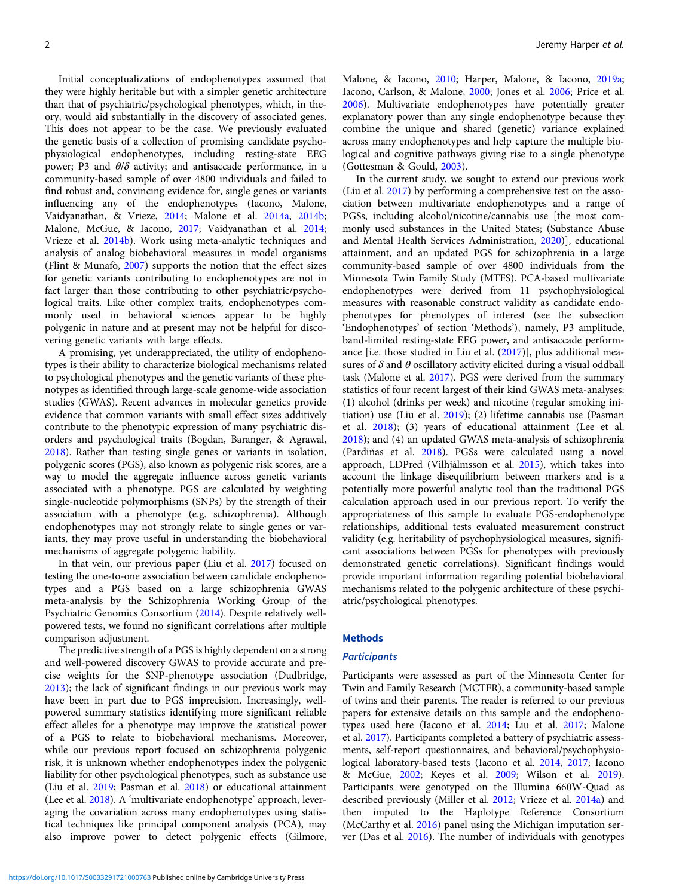Initial conceptualizations of endophenotypes assumed that they were highly heritable but with a simpler genetic architecture than that of psychiatric/psychological phenotypes, which, in theory, would aid substantially in the discovery of associated genes. This does not appear to be the case. We previously evaluated the genetic basis of a collection of promising candidate psychophysiological endophenotypes, including resting-state EEG power; P3 and $\theta/\delta$ activity; and antisaccade performance, in a community-based sample of over 4800 individuals and failed to find robust and, convincing evidence for, single genes or variants influencing any of the endophenotypes (Iacono, Malone, Vaidyanathan, & Vrieze, 2014; Malone et al. 2014a, 2014b; Malone, McGue, & Iacono, 2017; Vaidyanathan et al. 2014; Vrieze et al. 2014b). Work using meta-analytic techniques and analysis of analog biobehavioral measures in model organisms (Flint & Munafò, 2007) supports the notion that the effect sizes for genetic variants contributing to endophenotypes are not in fact larger than those contributing to other psychiatric/psychological traits. Like other complex traits, endophenotypes commonly used in behavioral sciences appear to be highly polygenic in nature and at present may not be helpful for discovering genetic variants with large effects.

A promising, yet underappreciated, the utility of endophenotypes is their ability to characterize biological mechanisms related to psychological phenotypes and the genetic variants of these phenotypes as identified through large-scale genome-wide association studies (GWAS). Recent advances in molecular genetics provide evidence that common variants with small effect sizes additively contribute to the phenotypic expression of many psychiatric disorders and psychological traits (Bogdan, Baranger, & Agrawal, 2018). Rather than testing single genes or variants in isolation, polygenic scores (PGS), also known as polygenic risk scores, are a way to model the aggregate influence across genetic variants associated with a phenotype. PGS are calculated by weighting single-nucleotide polymorphisms (SNPs) by the strength of their association with a phenotype (e.g. schizophrenia). Although endophenotypes may not strongly relate to single genes or variants, they may prove useful in understanding the biobehavioral mechanisms of aggregate polygenic liability.

In that vein, our previous paper (Liu et al. 2017) focused on testing the one-to-one association between candidate endophenotypes and a PGS based on a large schizophrenia GWAS meta-analysis by the Schizophrenia Working Group of the Psychiatric Genomics Consortium (2014). Despite relatively well-powered tests, we found no significant correlations after multiple comparison adjustment.

The predictive strength of a PGS is highly dependent on a strong and well-powered discovery GWAS to provide accurate and precise weights for the SNP-phenotype association (Dudbridge, 2013); the lack of significant findings in our previous work may have been in part due to PGS imprecision. Increasingly, well-powered summary statistics identifying more significant reliable effect alleles for a phenotype may improve the statistical power of a PGS to relate to biobehavioral mechanisms. Moreover, while our previous report focused on schizophrenia polygenic risk, it is unknown whether endophenotypes index the polygenic liability for other psychological phenotypes, such as substance use (Liu et al. 2019; Pasman et al. 2018) or educational attainment (Lee et al. 2018). A 'multivariate endophenotype' approach, leveraging the covariation across many endophenotypes using statistical techniques like principal component analysis (PCA), may also improve power to detect polygenic effects (Gilmore, Malone, & Iacono, 2010; Harper, Malone, & Iacono, 2019a; Iacono, Carlson, & Malone, 2000; Jones et al. 2006; Price et al. 2006). Multivariate endophenotypes have potentially greater explanatory power than any single endophenotype because they combine the unique and shared (genetic) variance explained across many endophenotypes and help capture the multiple biological and cognitive pathways giving rise to a single phenotype (Gottesman & Gould, 2003).

In the current study, we sought to extend our previous work (Liu et al. 2017) by performing a comprehensive test on the association between multivariate endophenotypes and a range of PGSs, including alcohol/nicotine/cannabis use [the most commonly used substances in the United States; (Substance Abuse and Mental Health Services Administration, 2020)], educational attainment, and an updated PGS for schizophrenia in a large community-based sample of over 4800 individuals from the Minnesota Twin Family Study (MTFS). PCA-based multivariate endophenotypes were derived from 11 psychophysiological measures with reasonable construct validity as candidate endophenotypes for phenotypes of interest (see the subsection 'Endophenotypes' of section 'Methods'), namely, P3 amplitude, band-limited resting-state EEG power, and antisaccade performance [i.e. those studied in Liu et al. (2017)], plus additional measures of $\delta$ and $\theta$ oscillatory activity elicited during a visual oddball task (Malone et al. 2017). PGS were derived from the summary statistics of four recent largest of their kind GWAS meta-analyses: (1) alcohol (drinks per week) and nicotine (regular smoking initiation) use (Liu et al. 2019); (2) lifetime cannabis use (Pasman et al. 2018); (3) years of educational attainment (Lee et al. 2018); and (4) an updated GWAS meta-analysis of schizophrenia (Pardiñas et al. 2018). PGSs were calculated using a novel approach, LDPred (Vilhjálmsson et al. 2015), which takes into account the linkage disequilibrium between markers and is a potentially more powerful analytic tool than the traditional PGS calculation approach used in our previous report. To verify the appropriateness of this sample to evaluate PGS-endophenotype relationships, additional tests evaluated measurement construct validity (e.g. heritability of psychophysiological measures, significant associations between PGSs for phenotypes with previously demonstrated genetic correlations). Significant findings would provide important information regarding potential biobehavioral mechanisms related to the polygenic architecture of these psychiatric/psychological phenotypes.

## Methods

### Participants

Participants were assessed as part of the Minnesota Center for Twin and Family Research (MCTFR), a community-based sample of twins and their parents. The reader is referred to our previous papers for extensive details on this sample and the endophenotypes used here (Iacono et al. 2014; Liu et al. 2017; Malone et al. 2017). Participants completed a battery of psychiatric assessments, self-report questionnaires, and behavioral/psychophysiological laboratory-based tests (Iacono et al. 2014, 2017; Iacono & McGue, 2002; Keyes et al. 2009; Wilson et al. 2019). Participants were genotyped on the Illumina 660W-Quad as described previously (Miller et al. 2012; Vrieze et al. 2014a) and then imputed to the Haplotype Reference Consortium (McCarthy et al. 2016) panel using the Michigan imputation server (Das et al. 2016). The number of individuals with genotypes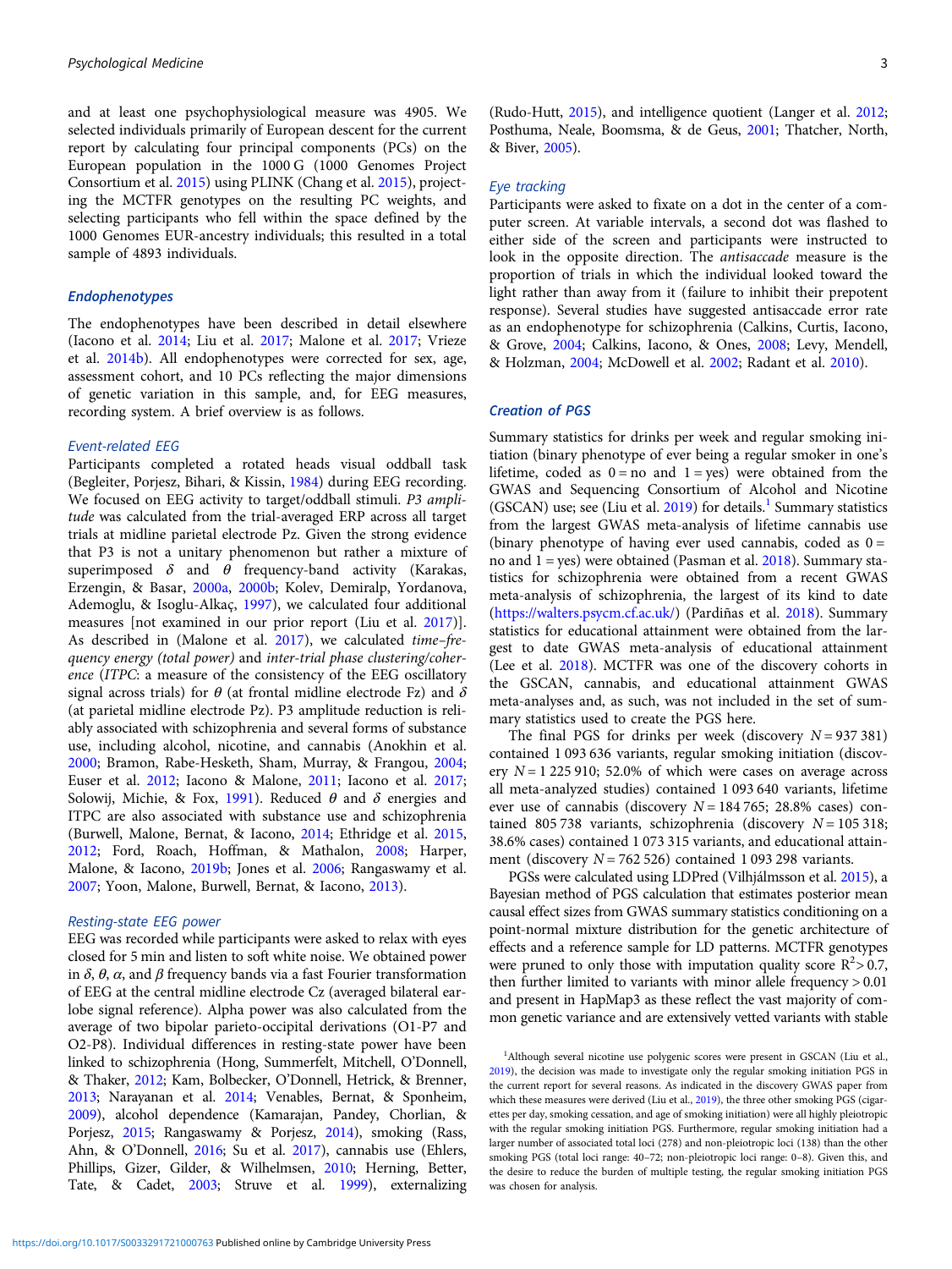and at least one psychophysiological measure was 4905. We selected individuals primarily of European descent for the current report by calculating four principal components (PCs) on the European population in the 1000 G (1000 Genomes Project Consortium et al. 2015) using PLINK (Chang et al. 2015), projecting the MCTFR genotypes on the resulting PC weights, and selecting participants who fell within the space defined by the 1000 Genomes EUR-ancestry individuals; this resulted in a total sample of 4893 individuals.

### Endophenotypes

The endophenotypes have been described in detail elsewhere (Iacono et al. 2014; Liu et al. 2017; Malone et al. 2017; Vrieze et al. 2014b). All endophenotypes were corrected for sex, age, assessment cohort, and 10 PCs reflecting the major dimensions of genetic variation in this sample, and, for EEG measures, recording system. A brief overview is as follows.

#### Event-related EEG

Participants completed a rotated heads visual oddball task (Begleiter, Porjesz, Bihari, & Kissin, 1984) during EEG recording. We focused on EEG activity to target/oddball stimuli. *P3 amplitude* was calculated from the trial-averaged ERP across all target trials at midline parietal electrode Pz. Given the strong evidence that P3 is not a unitary phenomenon but rather a mixture of superimposed $\delta$ and $\theta$ frequency-band activity (Karakas, Erzengin, & Basar, 2000a, 2000b; Kolev, Demiralp, Yordanova, Ademoglu, & Isoglu-Alkaç, 1997), we calculated four additional measures [not examined in our prior report (Liu et al. 2017)]. As described in (Malone et al. 2017), we calculated *time–frequency energy (total power)* and *inter-trial phase clustering/coherence* (*ITPC*: a measure of the consistency of the EEG oscillatory signal across trials) for $\theta$ (at frontal midline electrode Fz) and $\delta$ (at parietal midline electrode Pz). P3 amplitude reduction is reliably associated with schizophrenia and several forms of substance use, including alcohol, nicotine, and cannabis (Anokhin et al. 2000; Bramon, Rabe-Hesketh, Sham, Murray, & Frangou, 2004; Euser et al. 2012; Iacono & Malone, 2011; Iacono et al. 2017; Solowij, Michie, & Fox, 1991). Reduced $\theta$ and $\delta$ energies and ITPC are also associated with substance use and schizophrenia (Burwell, Malone, Bernat, & Iacono, 2014; Ethridge et al. 2015, 2012; Ford, Roach, Hoffman, & Mathalon, 2008; Harper, Malone, & Iacono, 2019b; Jones et al. 2006; Rangaswamy et al. 2007; Yoon, Malone, Burwell, Bernat, & Iacono, 2013).

#### Resting-state EEG power

EEG was recorded while participants were asked to relax with eyes closed for 5 min and listen to soft white noise. We obtained power in $\delta$, $\theta$, $\alpha$, and $\beta$ frequency bands via a fast Fourier transformation of EEG at the central midline electrode Cz (averaged bilateral ear-lobe signal reference). Alpha power was also calculated from the average of two bipolar parieto-occipital derivations (O1-P7 and O2-P8). Individual differences in resting-state power have been linked to schizophrenia (Hong, Summerfelt, Mitchell, O'Donnell, & Thaker, 2012; Kam, Bolbecker, O'Donnell, Hetrick, & Brenner, 2013; Narayanan et al. 2014; Venables, Bernat, & Sponheim, 2009), alcohol dependence (Kamarajan, Pandey, Chorlian, & Porjesz, 2015; Rangaswamy & Porjesz, 2014), smoking (Rass, Ahn, & O'Donnell, 2016; Su et al. 2017), cannabis use (Ehlers, Phillips, Gizer, Gilder, & Wilhelmsen, 2010; Herning, Better, Tate, & Cadet, 2003; Struve et al. 1999), externalizing (Rudo-Hutt, 2015), and intelligence quotient (Langer et al. 2012; Posthuma, Neale, Boomsma, & de Geus, 2001; Thatcher, North, & Biver, 2005).

#### Eye tracking

Participants were asked to fixate on a dot in the center of a computer screen. At variable intervals, a second dot was flashed to either side of the screen and participants were instructed to look in the opposite direction. The *antisaccade* measure is the proportion of trials in which the individual looked toward the light rather than away from it (failure to inhibit their prepotent response). Several studies have suggested antisaccade error rate as an endophenotype for schizophrenia (Calkins, Curtis, Iacono, & Grove, 2004; Calkins, Iacono, & Ones, 2008; Levy, Mendell, & Holzman, 2004; McDowell et al. 2002; Radant et al. 2010).

### Creation of PGS

Summary statistics for drinks per week and regular smoking initiation (binary phenotype of ever being a regular smoker in one's lifetime, coded as 0 = no and 1 = yes) were obtained from the GWAS and Sequencing Consortium of Alcohol and Nicotine (GSCAN) use; see (Liu et al. 2019) for details.[1] Summary statistics from the largest GWAS meta-analysis of lifetime cannabis use (binary phenotype of having ever used cannabis, coded as 0 = no and 1 = yes) were obtained (Pasman et al. 2018). Summary statistics for schizophrenia were obtained from a recent GWAS meta-analysis of schizophrenia, the largest of its kind to date (https://walters.psycm.cf.ac.uk/) (Pardiñas et al. 2018). Summary statistics for educational attainment were obtained from the largest to date GWAS meta-analysis of educational attainment (Lee et al. 2018). MCTFR was one of the discovery cohorts in the GSCAN, cannabis, and educational attainment GWAS meta-analyses and, as such, was not included in the set of summary statistics used to create the PGS here.

The final PGS for drinks per week (discovery $N$ = 937 381) contained 1 093 636 variants, regular smoking initiation (discovery $N$ = 1 225 910; 52.0% of which were cases on average across all meta-analyzed studies) contained 1 093 640 variants, lifetime ever use of cannabis (discovery $N$ = 184 765; 28.8% cases) contained 805 738 variants, schizophrenia (discovery $N$ = 105 318; 38.6% cases) contained 1 073 315 variants, and educational attainment (discovery $N$ = 762 526) contained 1 093 298 variants.

PGSs were calculated using LDPred (Vilhjálmsson et al. 2015), a Bayesian method of PGS calculation that estimates posterior mean causal effect sizes from GWAS summary statistics conditioning on a point-normal mixture distribution for the genetic architecture of effects and a reference sample for LD patterns. MCTFR genotypes were pruned to only those with imputation quality score $R^2 > 0.7$, then further limited to variants with minor allele frequency > 0.01 and present in HapMap3 as these reflect the vast majority of common genetic variance and are extensively vetted variants with stable

[1] Although several nicotine use polygenic scores were present in GSCAN (Liu et al., 2019), the decision was made to investigate only the regular smoking initiation PGS in the current report for several reasons. As indicated in the discovery GWAS paper from which these measures were derived (Liu et al., 2019), the three other smoking PGS (cigarettes per day, smoking cessation, and age of smoking initiation) were all highly pleiotropic with the regular smoking initiation PGS. Furthermore, regular smoking initiation had a larger number of associated total loci (278) and non-pleiotropic loci (138) than the other smoking PGS (total loci range: 40–72; non-pleiotropic loci range: 0–8). Given this, and the desire to reduce the burden of multiple testing, the regular smoking initiation PGS was chosen for analysis.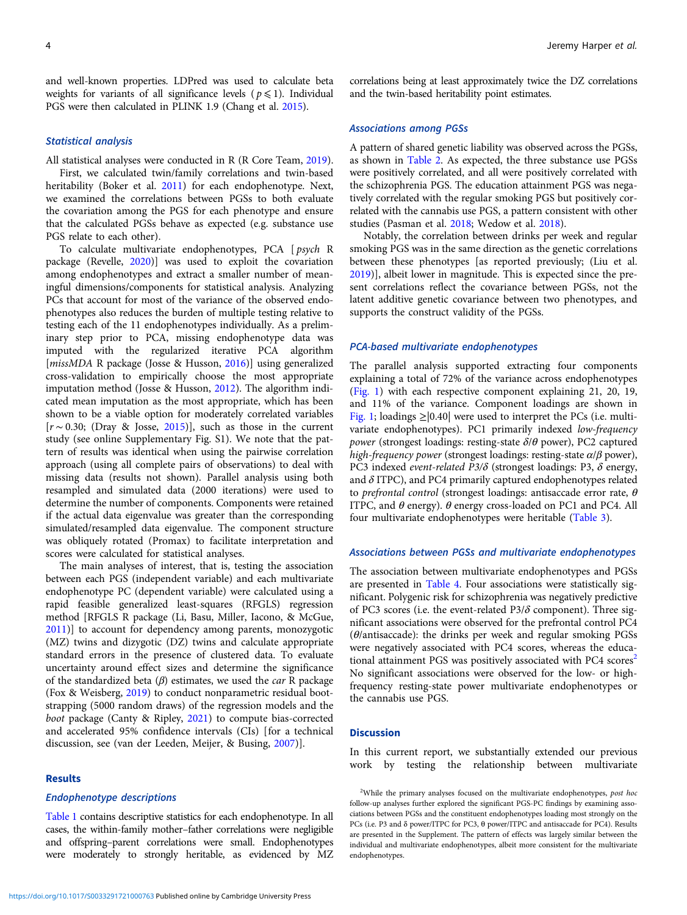and well-known properties. LDPred was used to calculate beta weights for variants of all significance levels ($p \leqslant 1$). Individual PGS were then calculated in PLINK 1.9 (Chang et al. 2015).

### Statistical analysis

All statistical analyses were conducted in R (R Core Team, 2019).

First, we calculated twin/family correlations and twin-based heritability (Boker et al. 2011) for each endophenotype. Next, we examined the correlations between PGSs to both evaluate the covariation among the PGS for each phenotype and ensure that the calculated PGSs behave as expected (e.g. substance use PGS relate to each other).

To calculate multivariate endophenotypes, PCA [*psych* R package (Revelle, 2020)] was used to exploit the covariation among endophenotypes and extract a smaller number of meaningful dimensions/components for statistical analysis. Analyzing PCs that account for most of the variance of the observed endophenotypes also reduces the burden of multiple testing relative to testing each of the 11 endophenotypes individually. As a preliminary step prior to PCA, missing endophenotype data was imputed with the regularized iterative PCA algorithm [*missMDA* R package (Josse & Husson, 2016)] using generalized cross-validation to empirically choose the most appropriate imputation method (Josse & Husson, 2012). The algorithm indicated mean imputation as the most appropriate, which has been shown to be a viable option for moderately correlated variables [$r \sim 0.30$; (Dray & Josse, 2015)], such as those in the current study (see online Supplementary Fig. S1). We note that the pattern of results was identical when using the pairwise correlation approach (using all complete pairs of observations) to deal with missing data (results not shown). Parallel analysis using both resampled and simulated data (2000 iterations) were used to determine the number of components. Components were retained if the actual data eigenvalue was greater than the corresponding simulated/resampled data eigenvalue. The component structure was obliquely rotated (Promax) to facilitate interpretation and scores were calculated for statistical analyses.

The main analyses of interest, that is, testing the association between each PGS (independent variable) and each multivariate endophenotype PC (dependent variable) were calculated using a rapid feasible generalized least-squares (RFGLS) regression method [RFGLS R package (Li, Basu, Miller, Iacono, & McGue, 2011)] to account for dependency among parents, monozygotic (MZ) twins and dizygotic (DZ) twins and calculate appropriate standard errors in the presence of clustered data. To evaluate uncertainty around effect sizes and determine the significance of the standardized beta ($\beta$) estimates, we used the *car* R package (Fox & Weisberg, 2019) to conduct nonparametric residual bootstrapping (5000 random draws) of the regression models and the *boot* package (Canty & Ripley, 2021) to compute bias-corrected and accelerated 95% confidence intervals (CIs) [for a technical discussion, see (van der Leeden, Meijer, & Busing, 2007)].

## Results

### Endophenotype descriptions

Table 1 contains descriptive statistics for each endophenotype. In all cases, the within-family mother–father correlations were negligible and offspring–parent correlations were small. Endophenotypes were moderately to strongly heritable, as evidenced by MZ correlations being at least approximately twice the DZ correlations and the twin-based heritability point estimates.

### Associations among PGSs

A pattern of shared genetic liability was observed across the PGSs, as shown in Table 2. As expected, the three substance use PGSs were positively correlated, and all were positively correlated with the schizophrenia PGS. The education attainment PGS was negatively correlated with the regular smoking PGS but positively correlated with the cannabis use PGS, a pattern consistent with other studies (Pasman et al. 2018; Wedow et al. 2018).

Notably, the correlation between drinks per week and regular smoking PGS was in the same direction as the genetic correlations between these phenotypes [as reported previously; (Liu et al. 2019)], albeit lower in magnitude. This is expected since the present correlations reflect the covariance between PGSs, not the latent additive genetic covariance between two phenotypes, and supports the construct validity of the PGSs.

### PCA-based multivariate endophenotypes

The parallel analysis supported extracting four components explaining a total of 72% of the variance across endophenotypes (Fig. 1) with each respective component explaining 21, 20, 19, and 11% of the variance. Component loadings are shown in Fig. 1; loadings $\geq$|0.40| were used to interpret the PCs (i.e. multivariate endophenotypes). PC1 primarily indexed *low-frequency power* (strongest loadings: resting-state $\delta/\theta$ power), PC2 captured *high-frequency power* (strongest loadings: resting-state $\alpha/\beta$ power), PC3 indexed *event-related P3/$\delta$* (strongest loadings: P3, $\delta$ energy, and $\delta$ ITPC), and PC4 primarily captured endophenotypes related to *prefrontal control* (strongest loadings: antisaccade error rate, $\theta$ ITPC, and $\theta$ energy). $\theta$ energy cross-loaded on PC1 and PC4. All four multivariate endophenotypes were heritable (Table 3).

### Associations between PGSs and multivariate endophenotypes

The association between multivariate endophenotypes and PGSs are presented in Table 4. Four associations were statistically significant. Polygenic risk for schizophrenia was negatively predictive of PC3 scores (i.e. the event-related P3/$\delta$ component). Three significant associations were observed for the prefrontal control PC4 ($\theta$/antisaccade): the drinks per week and regular smoking PGSs were negatively associated with PC4 scores, whereas the educational attainment PGS was positively associated with PC4 scores[2] No significant associations were observed for the low- or high-frequency resting-state power multivariate endophenotypes or the cannabis use PGS.

## Discussion

In this current report, we substantially extended our previous work by testing the relationship between multivariate

[2]While the primary analyses focused on the multivariate endophenotypes, *post hoc* follow-up analyses further explored the significant PGS-PC findings by examining associations between PGSs and the constituent endophenotypes loading most strongly on the PCs (i.e. P3 and δ power/ITPC for PC3, θ power/ITPC and antisaccade for PC4). Results are presented in the Supplement. The pattern of effects was largely similar between the individual and multivariate endophenotypes, albeit more consistent for the multivariate endophenotypes.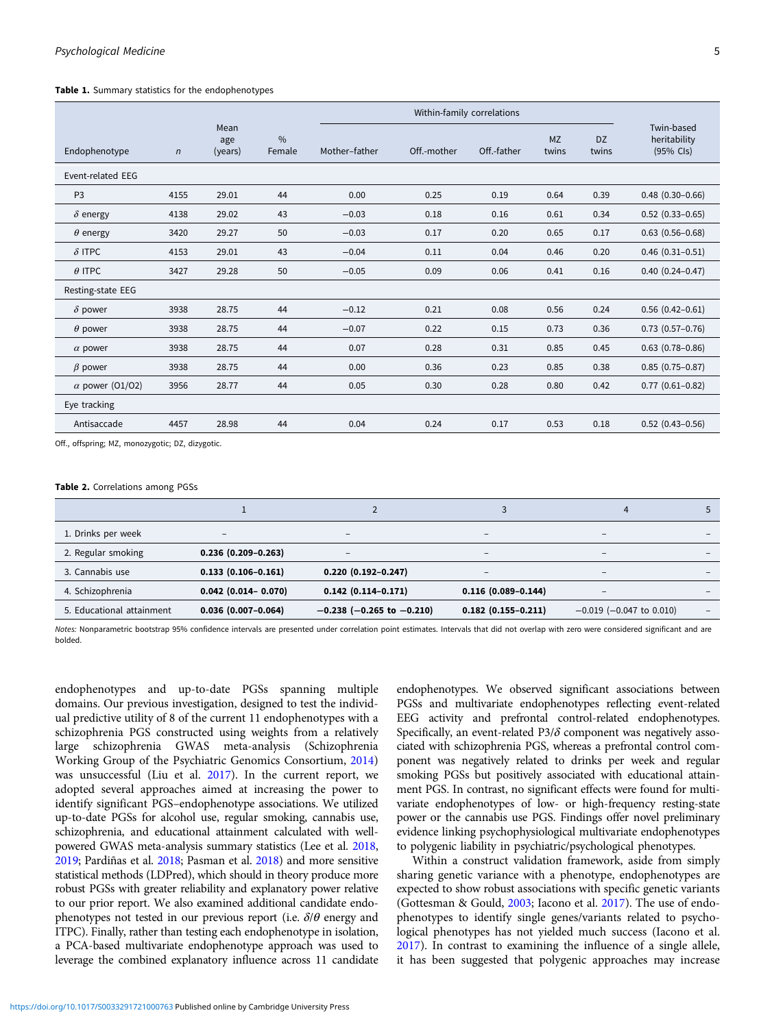**Table 1.** Summary statistics for the endophenotypes

| Endophenotype | $n$ | Mean age (years) | % Female | Within-family correlations | | | | | Twin-based heritability (95% CIs) |
|---|---|---|---|---|---|---|---|---|---|
| | | | | Mother–father | Off.-mother | Off.-father | MZ twins | DZ twins | |
| Event-related EEG | | | | | | | | | |
| P3 | 4155 | 29.01 | 44 | 0.00 | 0.25 | 0.19 | 0.64 | 0.39 | 0.48 (0.30–0.66) |
| $\delta$ energy | 4138 | 29.02 | 43 | −0.03 | 0.18 | 0.16 | 0.61 | 0.34 | 0.52 (0.33–0.65) |
| $\theta$ energy | 3420 | 29.27 | 50 | −0.03 | 0.17 | 0.20 | 0.65 | 0.17 | 0.63 (0.56–0.68) |
| $\delta$ ITPC | 4153 | 29.01 | 43 | −0.04 | 0.11 | 0.04 | 0.46 | 0.20 | 0.46 (0.31–0.51) |
| $\theta$ ITPC | 3427 | 29.28 | 50 | −0.05 | 0.09 | 0.06 | 0.41 | 0.16 | 0.40 (0.24–0.47) |
| Resting-state EEG | | | | | | | | | |
| $\delta$ power | 3938 | 28.75 | 44 | −0.12 | 0.21 | 0.08 | 0.56 | 0.24 | 0.56 (0.42–0.61) |
| $\theta$ power | 3938 | 28.75 | 44 | −0.07 | 0.22 | 0.15 | 0.73 | 0.36 | 0.73 (0.57–0.76) |
| $\alpha$ power | 3938 | 28.75 | 44 | 0.07 | 0.28 | 0.31 | 0.85 | 0.45 | 0.63 (0.78–0.86) |
| $\beta$ power | 3938 | 28.75 | 44 | 0.00 | 0.36 | 0.23 | 0.85 | 0.38 | 0.85 (0.75–0.87) |
| $\alpha$ power (O1/O2) | 3956 | 28.77 | 44 | 0.05 | 0.30 | 0.28 | 0.80 | 0.42 | 0.77 (0.61–0.82) |
| Eye tracking | | | | | | | | | |
| Antisaccade | 4457 | 28.98 | 44 | 0.04 | 0.24 | 0.17 | 0.53 | 0.18 | 0.52 (0.43–0.56) |

Off., offspring; MZ, monozygotic; DZ, dizygotic.

**Table 2.** Correlations among PGSs

| | 1 | 2 | 3 | 4 | 5 |
|---|---|---|---|---|---|
| 1. Drinks per week | – | – | – | – | – |
| 2. Regular smoking | **0.236 (0.209–0.263)** | – | – | – | – |
| 3. Cannabis use | **0.133 (0.106–0.161)** | **0.220 (0.192–0.247)** | – | – | – |
| 4. Schizophrenia | **0.042 (0.014– 0.070)** | **0.142 (0.114–0.171)** | **0.116 (0.089–0.144)** | – | – |
| 5. Educational attainment | **0.036 (0.007–0.064)** | **−0.238 (−0.265 to −0.210)** | **0.182 (0.155–0.211)** | −0.019 (−0.047 to 0.010) | – |

*Notes:* Nonparametric bootstrap 95% confidence intervals are presented under correlation point estimates. Intervals that did not overlap with zero were considered significant and are bolded.

endophenotypes and up-to-date PGSs spanning multiple domains. Our previous investigation, designed to test the individual predictive utility of 8 of the current 11 endophenotypes with a schizophrenia PGS constructed using weights from a relatively large schizophrenia GWAS meta-analysis (Schizophrenia Working Group of the Psychiatric Genomics Consortium, 2014) was unsuccessful (Liu et al. 2017). In the current report, we adopted several approaches aimed at increasing the power to identify significant PGS–endophenotype associations. We utilized up-to-date PGSs for alcohol use, regular smoking, cannabis use, schizophrenia, and educational attainment calculated with well-powered GWAS meta-analysis summary statistics (Lee et al. 2018, 2019; Pardiñas et al. 2018; Pasman et al. 2018) and more sensitive statistical methods (LDPred), which should in theory produce more robust PGSs with greater reliability and explanatory power relative to our prior report. We also examined additional candidate endophenotypes not tested in our previous report (i.e. $\delta/\theta$ energy and ITPC). Finally, rather than testing each endophenotype in isolation, a PCA-based multivariate endophenotype approach was used to leverage the combined explanatory influence across 11 candidate endophenotypes. We observed significant associations between PGSs and multivariate endophenotypes reflecting event-related EEG activity and prefrontal control-related endophenotypes. Specifically, an event-related P3/$\delta$ component was negatively associated with schizophrenia PGS, whereas a prefrontal control component was negatively related to drinks per week and regular smoking PGSs but positively associated with educational attainment PGS. In contrast, no significant effects were found for multivariate endophenotypes of low- or high-frequency resting-state power or the cannabis use PGS. Findings offer novel preliminary evidence linking psychophysiological multivariate endophenotypes to polygenic liability in psychiatric/psychological phenotypes.

Within a construct validation framework, aside from simply sharing genetic variance with a phenotype, endophenotypes are expected to show robust associations with specific genetic variants (Gottesman & Gould, 2003; Iacono et al. 2017). The use of endophenotypes to identify single genes/variants related to psychological phenotypes has not yielded much success (Iacono et al. 2017). In contrast to examining the influence of a single allele, it has been suggested that polygenic approaches may increase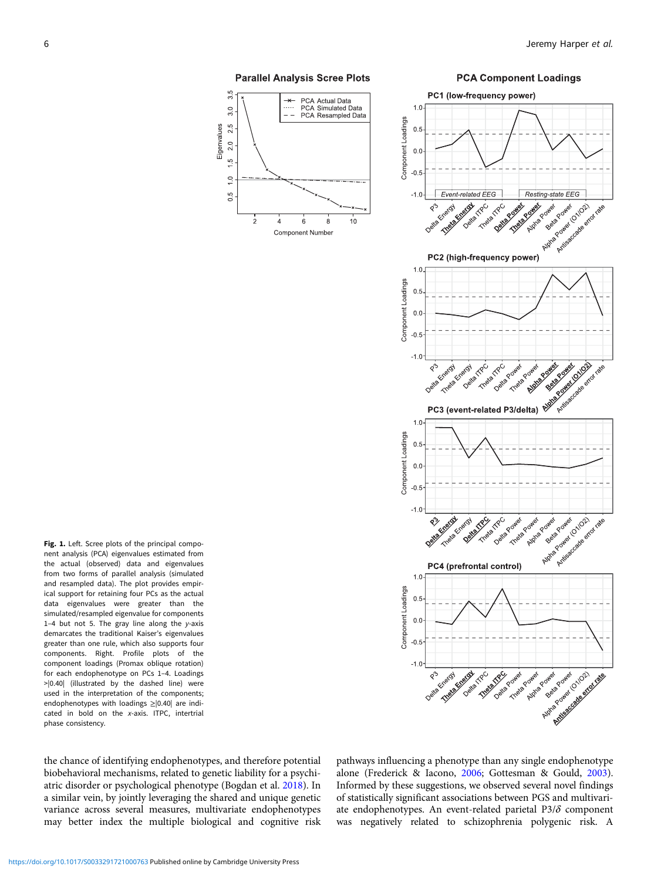**Fig. 1.** Left. Scree plots of the principal component analysis (PCA) eigenvalues estimated from the actual (observed) data and eigenvalues from two forms of parallel analysis (simulated and resampled data). The plot provides empirical support for retaining four PCs as the actual data eigenvalues were greater than the simulated/resampled eigenvalue for components 1–4 but not 5. The gray line along the *y*-axis demarcates the traditional Kaiser's eigenvalues greater than one rule, which also supports four components. Right. Profile plots of the component loadings (Promax oblique rotation) for each endophenotype on PCs 1–4. Loadings >|0.40| (illustrated by the dashed line) were used in the interpretation of the components; endophenotypes with loadings ≥|0.40| are indicated in bold on the *x*-axis. ITPC, intertrial phase consistency.

the chance of identifying endophenotypes, and therefore potential biobehavioral mechanisms, related to genetic liability for a psychiatric disorder or psychological phenotype (Bogdan et al. 2018). In a similar vein, by jointly leveraging the shared and unique genetic variance across several measures, multivariate endophenotypes may better index the multiple biological and cognitive risk pathways influencing a phenotype than any single endophenotype alone (Frederick & Iacono, 2006; Gottesman & Gould, 2003). Informed by these suggestions, we observed several novel findings of statistically significant associations between PGS and multivariate endophenotypes. An event-related parietal P3/$\delta$ component was negatively related to schizophrenia polygenic risk. A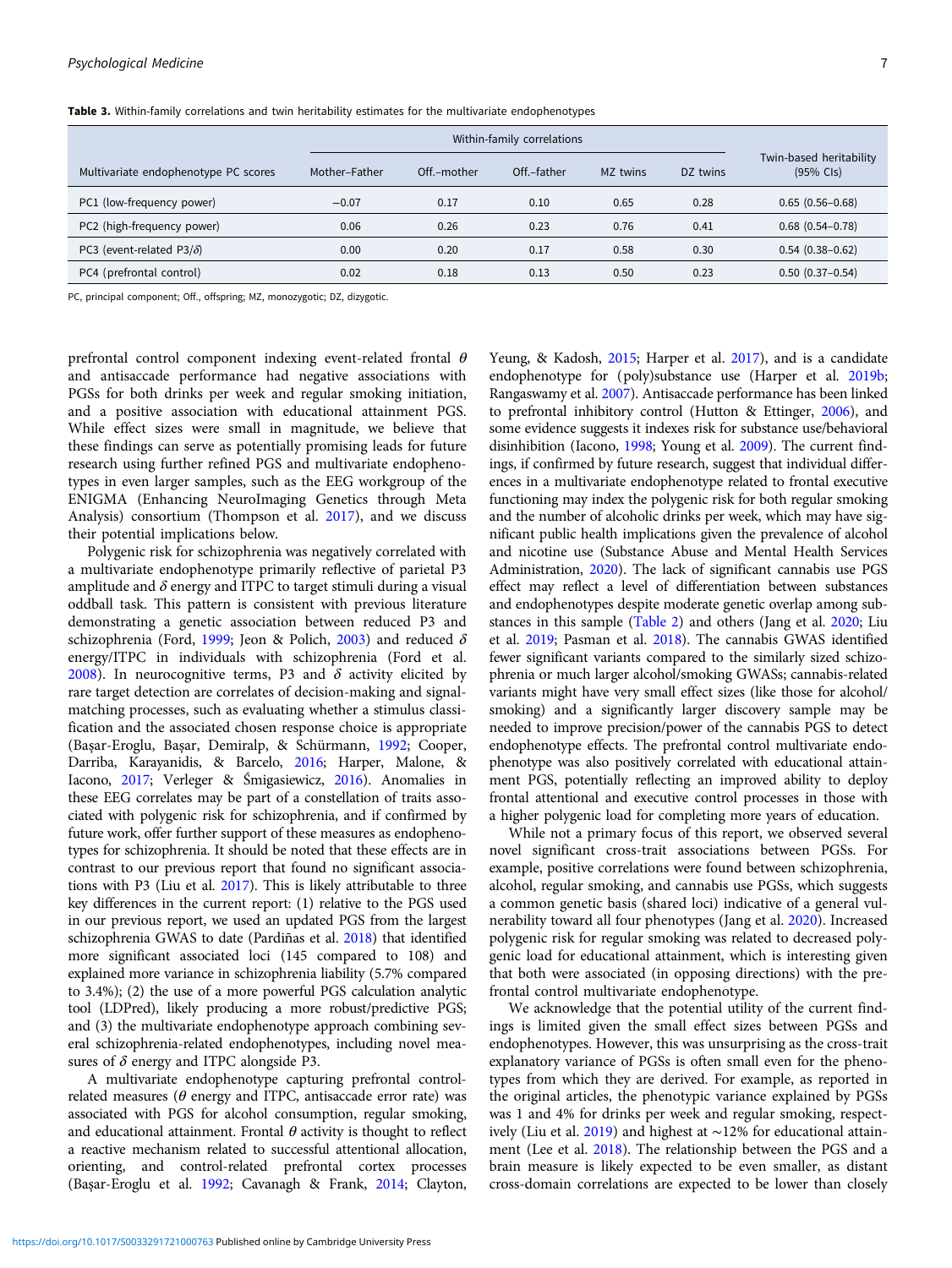**Table 3.** Within-family correlations and twin heritability estimates for the multivariate endophenotypes

| Multivariate endophenotype PC scores | Within-family correlations | | | | | Twin-based heritability (95% CIs) |
|---|---|---|---|---|---|---|
| | Mother–Father | Off.–mother | Off.–father | MZ twins | DZ twins | |
| PC1 (low-frequency power) | −0.07 | 0.17 | 0.10 | 0.65 | 0.28 | 0.65 (0.56–0.68) |
| PC2 (high-frequency power) | 0.06 | 0.26 | 0.23 | 0.76 | 0.41 | 0.68 (0.54–0.78) |
| PC3 (event-related P3/$\delta$) | 0.00 | 0.20 | 0.17 | 0.58 | 0.30 | 0.54 (0.38–0.62) |
| PC4 (prefrontal control) | 0.02 | 0.18 | 0.13 | 0.50 | 0.23 | 0.50 (0.37–0.54) |

PC, principal component; Off., offspring; MZ, monozygotic; DZ, dizygotic.

prefrontal control component indexing event-related frontal $\theta$ and antisaccade performance had negative associations with PGSs for both drinks per week and regular smoking initiation, and a positive association with educational attainment PGS. While effect sizes were small in magnitude, we believe that these findings can serve as potentially promising leads for future research using further refined PGS and multivariate endophenotypes in even larger samples, such as the EEG workgroup of the ENIGMA (Enhancing NeuroImaging Genetics through Meta Analysis) consortium (Thompson et al. 2017), and we discuss their potential implications below.

Polygenic risk for schizophrenia was negatively correlated with a multivariate endophenotype primarily reflective of parietal P3 amplitude and $\delta$ energy and ITPC to target stimuli during a visual oddball task. This pattern is consistent with previous literature demonstrating a genetic association between reduced P3 and schizophrenia (Ford, 1999; Jeon & Polich, 2003) and reduced $\delta$ energy/ITPC in individuals with schizophrenia (Ford et al. 2008). In neurocognitive terms, P3 and $\delta$ activity elicited by rare target detection are correlates of decision-making and signal-matching processes, such as evaluating whether a stimulus classification and the associated chosen response choice is appropriate (Başar-Eroglu, Başar, Demiralp, & Schürmann, 1992; Cooper, Darriba, Karayanidis, & Barcelo, 2016; Harper, Malone, & Iacono, 2017; Verleger & Śmigasiewicz, 2016). Anomalies in these EEG correlates may be part of a constellation of traits associated with polygenic risk for schizophrenia, and if confirmed by future work, offer further support of these measures as endophenotypes for schizophrenia. It should be noted that these effects are in contrast to our previous report that found no significant associations with P3 (Liu et al. 2017). This is likely attributable to three key differences in the current report: (1) relative to the PGS used in our previous report, we used an updated PGS from the largest schizophrenia GWAS to date (Pardiñas et al. 2018) that identified more significant associated loci (145 compared to 108) and explained more variance in schizophrenia liability (5.7% compared to 3.4%); (2) the use of a more powerful PGS calculation analytic tool (LDPred), likely producing a more robust/predictive PGS; and (3) the multivariate endophenotype approach combining several schizophrenia-related endophenotypes, including novel measures of $\delta$ energy and ITPC alongside P3.

A multivariate endophenotype capturing prefrontal control-related measures ($\theta$ energy and ITPC, antisaccade error rate) was associated with PGS for alcohol consumption, regular smoking, and educational attainment. Frontal $\theta$ activity is thought to reflect a reactive mechanism related to successful attentional allocation, orienting, and control-related prefrontal cortex processes (Başar-Eroglu et al. 1992; Cavanagh & Frank, 2014; Clayton, Yeung, & Kadosh, 2015; Harper et al. 2017), and is a candidate endophenotype for (poly)substance use (Harper et al. 2019b; Rangaswamy et al. 2007). Antisaccade performance has been linked to prefrontal inhibitory control (Hutton & Ettinger, 2006), and some evidence suggests it indexes risk for substance use/behavioral disinhibition (Iacono, 1998; Young et al. 2009). The current findings, if confirmed by future research, suggest that individual differences in a multivariate endophenotype related to frontal executive functioning may index the polygenic risk for both regular smoking and the number of alcoholic drinks per week, which may have significant public health implications given the prevalence of alcohol and nicotine use (Substance Abuse and Mental Health Services Administration, 2020). The lack of significant cannabis use PGS effect may reflect a level of differentiation between substances and endophenotypes despite moderate genetic overlap among substances in this sample (Table 2) and others (Jang et al. 2020; Liu et al. 2019; Pasman et al. 2018). The cannabis GWAS identified fewer significant variants compared to the similarly sized schizophrenia or much larger alcohol/smoking GWASs; cannabis-related variants might have very small effect sizes (like those for alcohol/smoking) and a significantly larger discovery sample may be needed to improve precision/power of the cannabis PGS to detect endophenotype effects. The prefrontal control multivariate endophenotype was also positively correlated with educational attainment PGS, potentially reflecting an improved ability to deploy frontal attentional and executive control processes in those with a higher polygenic load for completing more years of education.

While not a primary focus of this report, we observed several novel significant cross-trait associations between PGSs. For example, positive correlations were found between schizophrenia, alcohol, regular smoking, and cannabis use PGSs, which suggests a common genetic basis (shared loci) indicative of a general vulnerability toward all four phenotypes (Jang et al. 2020). Increased polygenic risk for regular smoking was related to decreased polygenic load for educational attainment, which is interesting given that both were associated (in opposing directions) with the prefrontal control multivariate endophenotype.

We acknowledge that the potential utility of the current findings is limited given the small effect sizes between PGSs and endophenotypes. However, this was unsurprising as the cross-trait explanatory variance of PGSs is often small even for the phenotypes from which they are derived. For example, as reported in the original articles, the phenotypic variance explained by PGSs was 1 and 4% for drinks per week and regular smoking, respectively (Liu et al. 2019) and highest at ∼12% for educational attainment (Lee et al. 2018). The relationship between the PGS and a brain measure is likely expected to be even smaller, as distant cross-domain correlations are expected to be lower than closely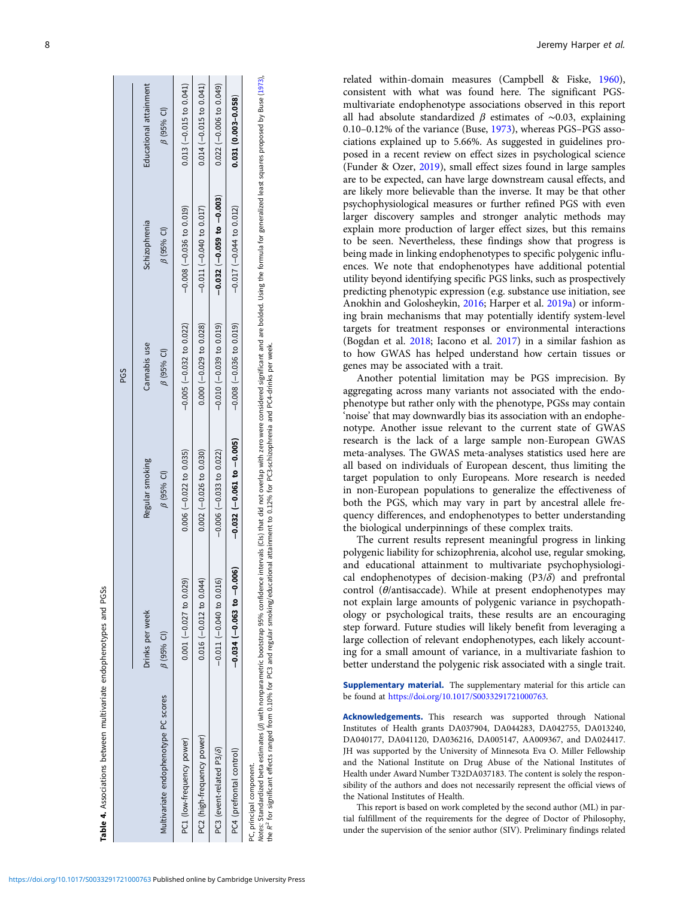**Table 4.** Associations between multivariate endophenotypes and PGSs

| | PGS | | | | |
|---|---|---|---|---|---|
| | Drinks per week | Regular smoking | Cannabis use | Schizophrenia | Educational attainment |
| Multivariate endophenotype PC scores | $\beta$ (95% CI) | $\beta$ (95% CI) | $\beta$ (95% CI) | $\beta$ (95% CI) | $\beta$ (95% CI) |
| PC1 (low-frequency power) | 0.001 (−0.027 to 0.029) | 0.006 (−0.022 to 0.035) | −0.005 (−0.032 to 0.022) | −0.008 (−0.036 to 0.019) | 0.013 (−0.015 to 0.041) |
| PC2 (high-frequency power) | 0.016 (−0.012 to 0.044) | 0.002 (−0.026 to 0.030) | 0.000 (−0.029 to 0.028) | −0.011 (−0.040 to 0.017) | 0.014 (−0.015 to 0.041) |
| PC3 (event-related P3/$\delta$) | −0.011 (−0.040 to 0.016) | −0.006 (−0.033 to 0.022) | −0.010 (−0.039 to 0.019) | **−0.032 (−0.059 to −0.003)** | 0.022 (−0.006 to 0.049) |
| PC4 (prefrontal control) | **−0.034 (−0.063 to −0.006)** | **−0.032 (−0.061 to −0.005)** | −0.008 (−0.036 to 0.019) | −0.017 (−0.044 to 0.012) | **0.031 (0.003–0.058)** |

PC, principal component.
*Notes:* Standardized beta estimates ($\beta$) with nonparametric bootstrap 95% confidence intervals (CIs) that did not overlap with zero were considered significant and are bolded. Using the formula for generalized least squares proposed by Buse (1973), the $R^2$ for significant effects ranged from 0.10% for PC3 and regular smoking/educational attainment to 0.12% for PC3-schizophrenia and PC4-drinks per week.

related within-domain measures (Campbell & Fiske, 1960), consistent with what was found here. The significant PGS-multivariate endophenotype associations observed in this report all had absolute standardized $\beta$ estimates of ∼0.03, explaining 0.10–0.12% of the variance (Buse, 1973), whereas PGS–PGS associations explained up to 5.66%. As suggested in guidelines proposed in a recent review on effect sizes in psychological science (Funder & Ozer, 2019), small effect sizes found in large samples are to be expected, can have large downstream causal effects, and are likely more believable than the inverse. It may be that other psychophysiological measures or further refined PGS with even larger discovery samples and stronger analytic methods may explain more production of larger effect sizes, but this remains to be seen. Nevertheless, these findings show that progress is being made in linking endophenotypes to specific polygenic influences. We note that endophenotypes have additional potential utility beyond identifying specific PGS links, such as prospectively predicting phenotypic expression (e.g. substance use initiation, see Anokhin and Golosheykin, 2016; Harper et al. 2019a) or informing brain mechanisms that may potentially identify system-level targets for treatment responses or environmental interactions (Bogdan et al. 2018; Iacono et al. 2017) in a similar fashion as to how GWAS has helped understand how certain tissues or genes may be associated with a trait.

Another potential limitation may be PGS imprecision. By aggregating across many variants not associated with the endophenotype but rather only with the phenotype, PGSs may contain 'noise' that may downwardly bias its association with an endophenotype. Another issue relevant to the current state of GWAS research is the lack of a large sample non-European GWAS meta-analyses. The GWAS meta-analyses statistics used here are all based on individuals of European descent, thus limiting the target population to only Europeans. More research is needed in non-European populations to generalize the effectiveness of both the PGS, which may vary in part by ancestral allele frequency differences, and endophenotypes to better understanding the biological underpinnings of these complex traits.

The current results represent meaningful progress in linking polygenic liability for schizophrenia, alcohol use, regular smoking, and educational attainment to multivariate psychophysiological endophenotypes of decision-making (P3/$\delta$) and prefrontal control ($\theta$/antisaccade). While at present endophenotypes may not explain large amounts of polygenic variance in psychopathology or psychological traits, these results are an encouraging step forward. Future studies will likely benefit from leveraging a large collection of relevant endophenotypes, each likely accounting for a small amount of variance, in a multivariate fashion to better understand the polygenic risk associated with a single trait.

**Supplementary material.** The supplementary material for this article can be found at https://doi.org/10.1017/S0033291721000763.

**Acknowledgements.** This research was supported through National Institutes of Health grants DA037904, DA044283, DA042755, DA013240, DA040177, DA041120, DA036216, DA005147, AA009367, and DA024417. JH was supported by the University of Minnesota Eva O. Miller Fellowship and the National Institute on Drug Abuse of the National Institutes of Health under Award Number T32DA037183. The content is solely the responsibility of the authors and does not necessarily represent the official views of the National Institutes of Health.

This report is based on work completed by the second author (ML) in partial fulfillment of the requirements for the degree of Doctor of Philosophy, under the supervision of the senior author (SIV). Preliminary findings related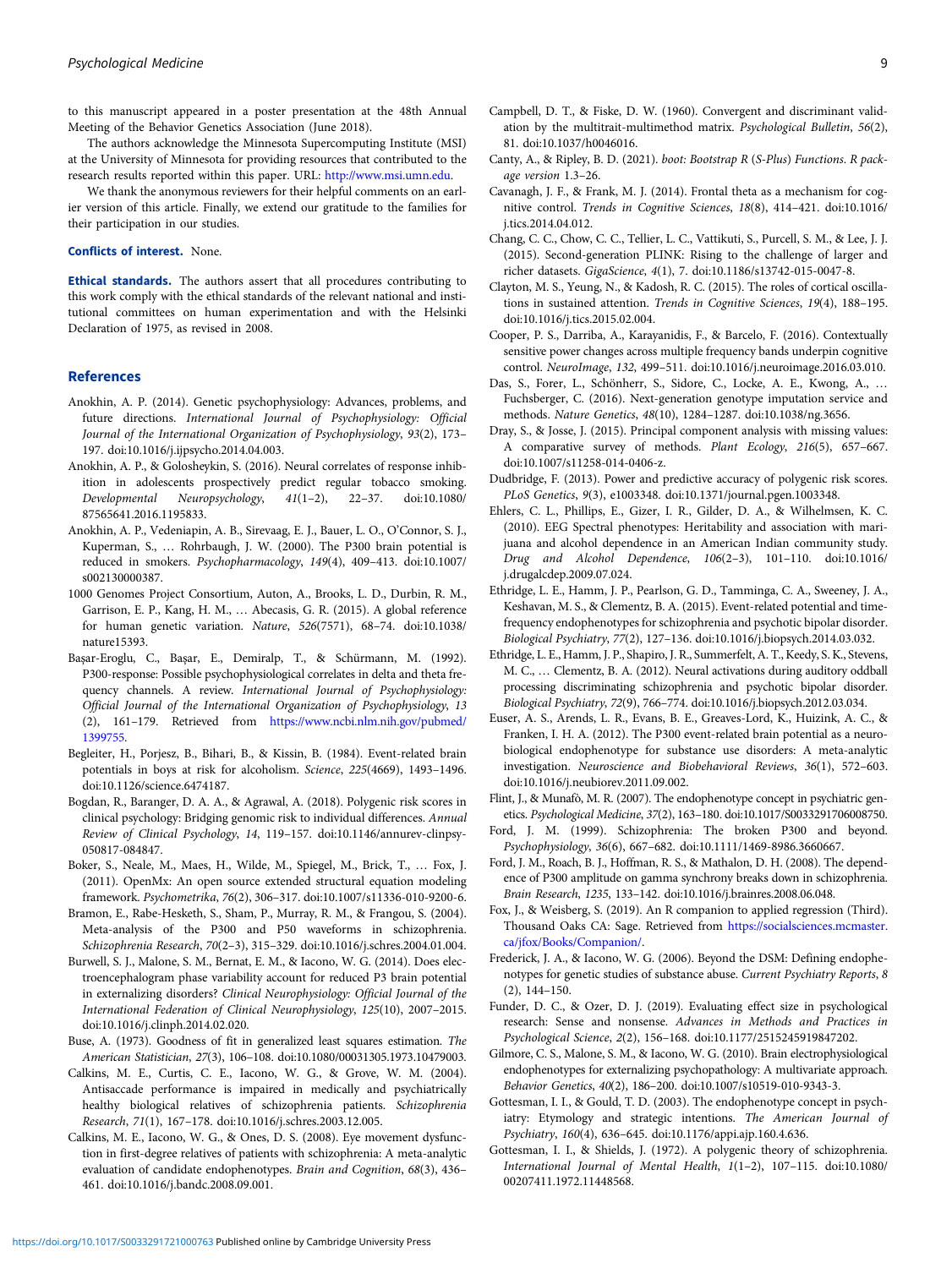to this manuscript appeared in a poster presentation at the 48th Annual Meeting of the Behavior Genetics Association (June 2018).

The authors acknowledge the Minnesota Supercomputing Institute (MSI) at the University of Minnesota for providing resources that contributed to the research results reported within this paper. URL: http://www.msi.umn.edu.

We thank the anonymous reviewers for their helpful comments on an earlier version of this article. Finally, we extend our gratitude to the families for their participation in our studies.

**Conflicts of interest.** None.

**Ethical standards.** The authors assert that all procedures contributing to this work comply with the ethical standards of the relevant national and institutional committees on human experimentation and with the Helsinki Declaration of 1975, as revised in 2008.

## References

Anokhin, A. P. (2014). Genetic psychophysiology: Advances, problems, and future directions. *International Journal of Psychophysiology: Official Journal of the International Organization of Psychophysiology*, *93*(2), 173–197. doi:10.1016/j.ijpsycho.2014.04.003.

Anokhin, A. P., & Golosheykin, S. (2016). Neural correlates of response inhibition in adolescents prospectively predict regular tobacco smoking. *Developmental Neuropsychology*, *41*(1–2), 22–37. doi:10.1080/87565641.2016.1195833.

Anokhin, A. P., Vedeniapin, A. B., Sirevaag, E. J., Bauer, L. O., O'Connor, S. J., Kuperman, S., … Rohrbaugh, J. W. (2000). The P300 brain potential is reduced in smokers. *Psychopharmacology*, *149*(4), 409–413. doi:10.1007/s002130000387.

1000 Genomes Project Consortium, Auton, A., Brooks, L. D., Durbin, R. M., Garrison, E. P., Kang, H. M., … Abecasis, G. R. (2015). A global reference for human genetic variation. *Nature*, *526*(7571), 68–74. doi:10.1038/nature15393.

Başar-Eroglu, C., Başar, E., Demiralp, T., & Schürmann, M. (1992). P300-response: Possible psychophysiological correlates in delta and theta frequency channels. A review. *International Journal of Psychophysiology: Official Journal of the International Organization of Psychophysiology*, *13*(2), 161–179. Retrieved from https://www.ncbi.nlm.nih.gov/pubmed/1399755.

Begleiter, H., Porjesz, B., Bihari, B., & Kissin, B. (1984). Event-related brain potentials in boys at risk for alcoholism. *Science*, *225*(4669), 1493–1496. doi:10.1126/science.6474187.

Bogdan, R., Baranger, D. A. A., & Agrawal, A. (2018). Polygenic risk scores in clinical psychology: Bridging genomic risk to individual differences. *Annual Review of Clinical Psychology*, *14*, 119–157. doi:10.1146/annurev-clinpsy-050817-084847.

Boker, S., Neale, M., Maes, H., Wilde, M., Spiegel, M., Brick, T., … Fox, J. (2011). OpenMx: An open source extended structural equation modeling framework. *Psychometrika*, *76*(2), 306–317. doi:10.1007/s11336-010-9200-6.

Bramon, E., Rabe-Hesketh, S., Sham, P., Murray, R. M., & Frangou, S. (2004). Meta-analysis of the P300 and P50 waveforms in schizophrenia. *Schizophrenia Research*, *70*(2–3), 315–329. doi:10.1016/j.schres.2004.01.004.

Burwell, S. J., Malone, S. M., Bernat, E. M., & Iacono, W. G. (2014). Does electroencephalogram phase variability account for reduced P3 brain potential in externalizing disorders? *Clinical Neurophysiology: Official Journal of the International Federation of Clinical Neurophysiology*, *125*(10), 2007–2015. doi:10.1016/j.clinph.2014.02.020.

Buse, A. (1973). Goodness of fit in generalized least squares estimation. *The American Statistician*, *27*(3), 106–108. doi:10.1080/00031305.1973.10479003.

Calkins, M. E., Curtis, C. E., Iacono, W. G., & Grove, W. M. (2004). Antisaccade performance is impaired in medically and psychiatrically healthy biological relatives of schizophrenia patients. *Schizophrenia Research*, *71*(1), 167–178. doi:10.1016/j.schres.2003.12.005.

Calkins, M. E., Iacono, W. G., & Ones, D. S. (2008). Eye movement dysfunction in first-degree relatives of patients with schizophrenia: A meta-analytic evaluation of candidate endophenotypes. *Brain and Cognition*, *68*(3), 436–461. doi:10.1016/j.bandc.2008.09.001.

Campbell, D. T., & Fiske, D. W. (1960). Convergent and discriminant validation by the multitrait-multimethod matrix. *Psychological Bulletin*, *56*(2), 81. doi:10.1037/h0046016.

Canty, A., & Ripley, B. D. (2021). *boot: Bootstrap R (S-Plus) Functions. R package version* 1.3–26.

Cavanagh, J. F., & Frank, M. J. (2014). Frontal theta as a mechanism for cognitive control. *Trends in Cognitive Sciences*, *18*(8), 414–421. doi:10.1016/j.tics.2014.04.012.

Chang, C. C., Chow, C. C., Tellier, L. C., Vattikuti, S., Purcell, S. M., & Lee, J. J. (2015). Second-generation PLINK: Rising to the challenge of larger and richer datasets. *GigaScience*, *4*(1), 7. doi:10.1186/s13742-015-0047-8.

Clayton, M. S., Yeung, N., & Kadosh, R. C. (2015). The roles of cortical oscillations in sustained attention. *Trends in Cognitive Sciences*, *19*(4), 188–195. doi:10.1016/j.tics.2015.02.004.

Cooper, P. S., Darriba, A., Karayanidis, F., & Barcelo, F. (2016). Contextually sensitive power changes across multiple frequency bands underpin cognitive control. *NeuroImage*, *132*, 499–511. doi:10.1016/j.neuroimage.2016.03.010.

Das, S., Forer, L., Schönherr, S., Sidore, C., Locke, A. E., Kwong, A., … Fuchsberger, C. (2016). Next-generation genotype imputation service and methods. *Nature Genetics*, *48*(10), 1284–1287. doi:10.1038/ng.3656.

Dray, S., & Josse, J. (2015). Principal component analysis with missing values: A comparative survey of methods. *Plant Ecology*, *216*(5), 657–667. doi:10.1007/s11258-014-0406-z.

Dudbridge, F. (2013). Power and predictive accuracy of polygenic risk scores. *PLoS Genetics*, *9*(3), e1003348. doi:10.1371/journal.pgen.1003348.

Ehlers, C. L., Phillips, E., Gizer, I. R., Gilder, D. A., & Wilhelmsen, K. C. (2010). EEG Spectral phenotypes: Heritability and association with marijuana and alcohol dependence in an American Indian community study. *Drug and Alcohol Dependence*, *106*(2–3), 101–110. doi:10.1016/j.drugalcdep.2009.07.024.

Ethridge, L. E., Hamm, J. P., Pearlson, G. D., Tamminga, C. A., Sweeney, J. A., Keshavan, M. S., & Clementz, B. A. (2015). Event-related potential and time-frequency endophenotypes for schizophrenia and psychotic bipolar disorder. *Biological Psychiatry*, *77*(2), 127–136. doi:10.1016/j.biopsych.2014.03.032.

Ethridge, L. E., Hamm, J. P., Shapiro, J. R., Summerfelt, A. T., Keedy, S. K., Stevens, M. C., … Clementz, B. A. (2012). Neural activations during auditory oddball processing discriminating schizophrenia and psychotic bipolar disorder. *Biological Psychiatry*, *72*(9), 766–774. doi:10.1016/j.biopsych.2012.03.034.

Euser, A. S., Arends, L. R., Evans, B. E., Greaves-Lord, K., Huizink, A. C., & Franken, I. H. A. (2012). The P300 event-related brain potential as a neurobiological endophenotype for substance use disorders: A meta-analytic investigation. *Neuroscience and Biobehavioral Reviews*, *36*(1), 572–603. doi:10.1016/j.neubiorev.2011.09.002.

Flint, J., & Munafò, M. R. (2007). The endophenotype concept in psychiatric genetics. *Psychological Medicine*, *37*(2), 163–180. doi:10.1017/S0033291706008750.

Ford, J. M. (1999). Schizophrenia: The broken P300 and beyond. *Psychophysiology*, *36*(6), 667–682. doi:10.1111/1469-8986.3660667.

Ford, J. M., Roach, B. J., Hoffman, R. S., & Mathalon, D. H. (2008). The dependence of P300 amplitude on gamma synchrony breaks down in schizophrenia. *Brain Research*, *1235*, 133–142. doi:10.1016/j.brainres.2008.06.048.

Fox, J., & Weisberg, S. (2019). An R companion to applied regression (Third). Thousand Oaks CA: Sage. Retrieved from https://socialsciences.mcmaster.ca/jfox/Books/Companion/.

Frederick, J. A., & Iacono, W. G. (2006). Beyond the DSM: Defining endophenotypes for genetic studies of substance abuse. *Current Psychiatry Reports*, *8*(2), 144–150.

Funder, D. C., & Ozer, D. J. (2019). Evaluating effect size in psychological research: Sense and nonsense. *Advances in Methods and Practices in Psychological Science*, *2*(2), 156–168. doi:10.1177/2515245919847202.

Gilmore, C. S., Malone, S. M., & Iacono, W. G. (2010). Brain electrophysiological endophenotypes for externalizing psychopathology: A multivariate approach. *Behavior Genetics*, *40*(2), 186–200. doi:10.1007/s10519-010-9343-3.

Gottesman, I. I., & Gould, T. D. (2003). The endophenotype concept in psychiatry: Etymology and strategic intentions. *The American Journal of Psychiatry*, *160*(4), 636–645. doi:10.1176/appi.ajp.160.4.636.

Gottesman, I. I., & Shields, J. (1972). A polygenic theory of schizophrenia. *International Journal of Mental Health*, *1*(1–2), 107–115. doi:10.1080/00207411.1972.11448568.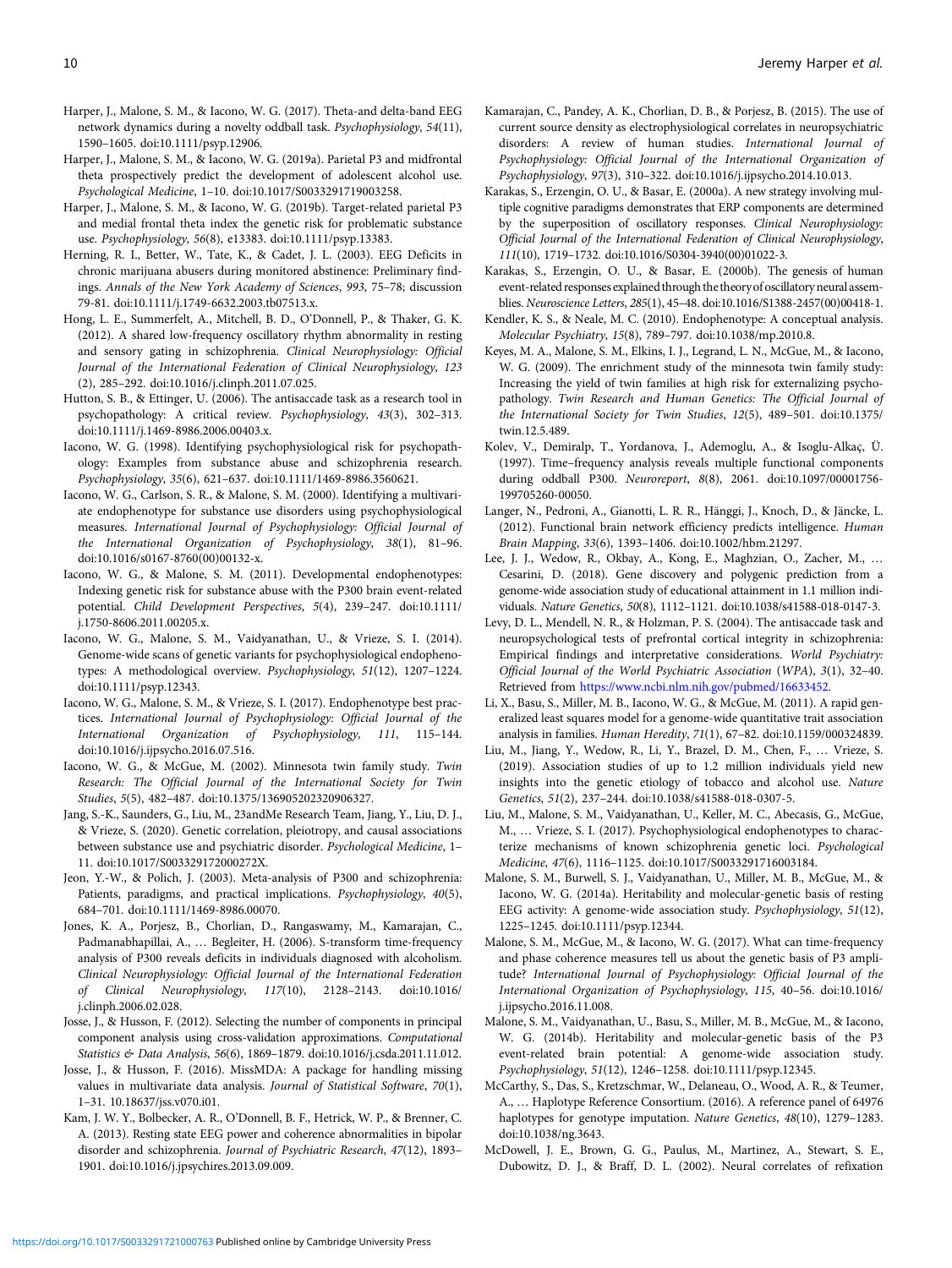Harper, J., Malone, S. M., & Iacono, W. G. (2017). Theta-and delta-band EEG network dynamics during a novelty oddball task. *Psychophysiology*, *54*(11), 1590–1605. doi:10.1111/psyp.12906.

Harper, J., Malone, S. M., & Iacono, W. G. (2019a). Parietal P3 and midfrontal theta prospectively predict the development of adolescent alcohol use. *Psychological Medicine*, 1–10. doi:10.1017/S0033291719003258.

Harper, J., Malone, S. M., & Iacono, W. G. (2019b). Target-related parietal P3 and medial frontal theta index the genetic risk for problematic substance use. *Psychophysiology*, *56*(8), e13383. doi:10.1111/psyp.13383.

Herning, R. I., Better, W., Tate, K., & Cadet, J. L. (2003). EEG Deficits in chronic marijuana abusers during monitored abstinence: Preliminary findings. *Annals of the New York Academy of Sciences*, *993*, 75–78; discussion 79-81. doi:10.1111/j.1749-6632.2003.tb07513.x.

Hong, L. E., Summerfelt, A., Mitchell, B. D., O'Donnell, P., & Thaker, G. K. (2012). A shared low-frequency oscillatory rhythm abnormality in resting and sensory gating in schizophrenia. *Clinical Neurophysiology: Official Journal of the International Federation of Clinical Neurophysiology*, *123*(2), 285–292. doi:10.1016/j.clinph.2011.07.025.

Hutton, S. B., & Ettinger, U. (2006). The antisaccade task as a research tool in psychopathology: A critical review. *Psychophysiology*, *43*(3), 302–313. doi:10.1111/j.1469-8986.2006.00403.x.

Iacono, W. G. (1998). Identifying psychophysiological risk for psychopathology: Examples from substance abuse and schizophrenia research. *Psychophysiology*, *35*(6), 621–637. doi:10.1111/1469-8986.3560621.

Iacono, W. G., Carlson, S. R., & Malone, S. M. (2000). Identifying a multivariate endophenotype for substance use disorders using psychophysiological measures. *International Journal of Psychophysiology: Official Journal of the International Organization of Psychophysiology*, *38*(1), 81–96. doi:10.1016/s0167-8760(00)00132-x.

Iacono, W. G., & Malone, S. M. (2011). Developmental endophenotypes: Indexing genetic risk for substance abuse with the P300 brain event-related potential. *Child Development Perspectives*, *5*(4), 239–247. doi:10.1111/j.1750-8606.2011.00205.x.

Iacono, W. G., Malone, S. M., Vaidyanathan, U., & Vrieze, S. I. (2014). Genome-wide scans of genetic variants for psychophysiological endophenotypes: A methodological overview. *Psychophysiology*, *51*(12), 1207–1224. doi:10.1111/psyp.12343.

Iacono, W. G., Malone, S. M., & Vrieze, S. I. (2017). Endophenotype best practices. *International Journal of Psychophysiology: Official Journal of the International Organization of Psychophysiology*, *111*, 115–144. doi:10.1016/j.ijpsycho.2016.07.516.

Iacono, W. G., & McGue, M. (2002). Minnesota twin family study. *Twin Research: The Official Journal of the International Society for Twin Studies*, *5*(5), 482–487. doi:10.1375/136905202320906327.

Jang, S.-K., Saunders, G., Liu, M., 23andMe Research Team, Jiang, Y., Liu, D. J., & Vrieze, S. (2020). Genetic correlation, pleiotropy, and causal associations between substance use and psychiatric disorder. *Psychological Medicine*, 1–11. doi:10.1017/S003329172000272X.

Jeon, Y.-W., & Polich, J. (2003). Meta-analysis of P300 and schizophrenia: Patients, paradigms, and practical implications. *Psychophysiology*, *40*(5), 684–701. doi:10.1111/1469-8986.00070.

Jones, K. A., Porjesz, B., Chorlian, D., Rangaswamy, M., Kamarajan, C., Padmanabhapillai, A., … Begleiter, H. (2006). S-transform time-frequency analysis of P300 reveals deficits in individuals diagnosed with alcoholism. *Clinical Neurophysiology: Official Journal of the International Federation of Clinical Neurophysiology*, *117*(10), 2128–2143. doi:10.1016/j.clinph.2006.02.028.

Josse, J., & Husson, F. (2012). Selecting the number of components in principal component analysis using cross-validation approximations. *Computational Statistics & Data Analysis*, *56*(6), 1869–1879. doi:10.1016/j.csda.2011.11.012.

Josse, J., & Husson, F. (2016). MissMDA: A package for handling missing values in multivariate data analysis. *Journal of Statistical Software*, *70*(1), 1–31. 10.18637/jss.v070.i01.

Kam, J. W. Y., Bolbecker, A. R., O'Donnell, B. F., Hetrick, W. P., & Brenner, C. A. (2013). Resting state EEG power and coherence abnormalities in bipolar disorder and schizophrenia. *Journal of Psychiatric Research*, *47*(12), 1893–1901. doi:10.1016/j.jpsychires.2013.09.009.

Kamarajan, C., Pandey, A. K., Chorlian, D. B., & Porjesz, B. (2015). The use of current source density as electrophysiological correlates in neuropsychiatric disorders: A review of human studies. *International Journal of Psychophysiology: Official Journal of the International Organization of Psychophysiology*, *97*(3), 310–322. doi:10.1016/j.ijpsycho.2014.10.013.

Karakas, S., Erzengin, O. U., & Basar, E. (2000a). A new strategy involving multiple cognitive paradigms demonstrates that ERP components are determined by the superposition of oscillatory responses. *Clinical Neurophysiology: Official Journal of the International Federation of Clinical Neurophysiology*, *111*(10), 1719–1732. doi:10.1016/S0304-3940(00)01022-3.

Karakas, S., Erzengin, O. U., & Basar, E. (2000b). The genesis of human event-related responses explained through the theory of oscillatory neural assemblies. *Neuroscience Letters*, *285*(1), 45–48. doi:10.1016/S1388-2457(00)00418-1.

Kendler, K. S., & Neale, M. C. (2010). Endophenotype: A conceptual analysis. *Molecular Psychiatry*, *15*(8), 789–797. doi:10.1038/mp.2010.8.

Keyes, M. A., Malone, S. M., Elkins, I. J., Legrand, L. N., McGue, M., & Iacono, W. G. (2009). The enrichment study of the minnesota twin family study: Increasing the yield of twin families at high risk for externalizing psychopathology. *Twin Research and Human Genetics: The Official Journal of the International Society for Twin Studies*, *12*(5), 489–501. doi:10.1375/twin.12.5.489.

Kolev, V., Demiralp, T., Yordanova, J., Ademoglu, A., & Isoglu-Alkaç, Ü. (1997). Time–frequency analysis reveals multiple functional components during oddball P300. *Neuroreport*, *8*(8), 2061. doi:10.1097/00001756-199705260-00050.

Langer, N., Pedroni, A., Gianotti, L. R. R., Hänggi, J., Knoch, D., & Jäncke, L. (2012). Functional brain network efficiency predicts intelligence. *Human Brain Mapping*, *33*(6), 1393–1406. doi:10.1002/hbm.21297.

Lee, J. J., Wedow, R., Okbay, A., Kong, E., Maghzian, O., Zacher, M., … Cesarini, D. (2018). Gene discovery and polygenic prediction from a genome-wide association study of educational attainment in 1.1 million individuals. *Nature Genetics*, *50*(8), 1112–1121. doi:10.1038/s41588-018-0147-3.

Levy, D. L., Mendell, N. R., & Holzman, P. S. (2004). The antisaccade task and neuropsychological tests of prefrontal cortical integrity in schizophrenia: Empirical findings and interpretative considerations. *World Psychiatry: Official Journal of the World Psychiatric Association (WPA)*, *3*(1), 32–40. Retrieved from https://www.ncbi.nlm.nih.gov/pubmed/16633452.

Li, X., Basu, S., Miller, M. B., Iacono, W. G., & McGue, M. (2011). A rapid generalized least squares model for a genome-wide quantitative trait association analysis in families. *Human Heredity*, *71*(1), 67–82. doi:10.1159/000324839.

Liu, M., Jiang, Y., Wedow, R., Li, Y., Brazel, D. M., Chen, F., … Vrieze, S. (2019). Association studies of up to 1.2 million individuals yield new insights into the genetic etiology of tobacco and alcohol use. *Nature Genetics*, *51*(2), 237–244. doi:10.1038/s41588-018-0307-5.

Liu, M., Malone, S. M., Vaidyanathan, U., Keller, M. C., Abecasis, G., McGue, M., … Vrieze, S. I. (2017). Psychophysiological endophenotypes to characterize mechanisms of known schizophrenia genetic loci. *Psychological Medicine*, *47*(6), 1116–1125. doi:10.1017/S0033291716003184.

Malone, S. M., Burwell, S. J., Vaidyanathan, U., Miller, M. B., McGue, M., & Iacono, W. G. (2014a). Heritability and molecular-genetic basis of resting EEG activity: A genome-wide association study. *Psychophysiology*, *51*(12), 1225–1245. doi:10.1111/psyp.12344.

Malone, S. M., McGue, M., & Iacono, W. G. (2017). What can time-frequency and phase coherence measures tell us about the genetic basis of P3 amplitude? *International Journal of Psychophysiology: Official Journal of the International Organization of Psychophysiology*, *115*, 40–56. doi:10.1016/j.ijpsycho.2016.11.008.

Malone, S. M., Vaidyanathan, U., Basu, S., Miller, M. B., McGue, M., & Iacono, W. G. (2014b). Heritability and molecular-genetic basis of the P3 event-related brain potential: A genome-wide association study. *Psychophysiology*, *51*(12), 1246–1258. doi:10.1111/psyp.12345.

McCarthy, S., Das, S., Kretzschmar, W., Delaneau, O., Wood, A. R., & Teumer, A., … Haplotype Reference Consortium. (2016). A reference panel of 64976 haplotypes for genotype imputation. *Nature Genetics*, *48*(10), 1279–1283. doi:10.1038/ng.3643.

McDowell, J. E., Brown, G. G., Paulus, M., Martinez, A., Stewart, S. E., Dubowitz, D. J., & Braff, D. L. (2002). Neural correlates of refixation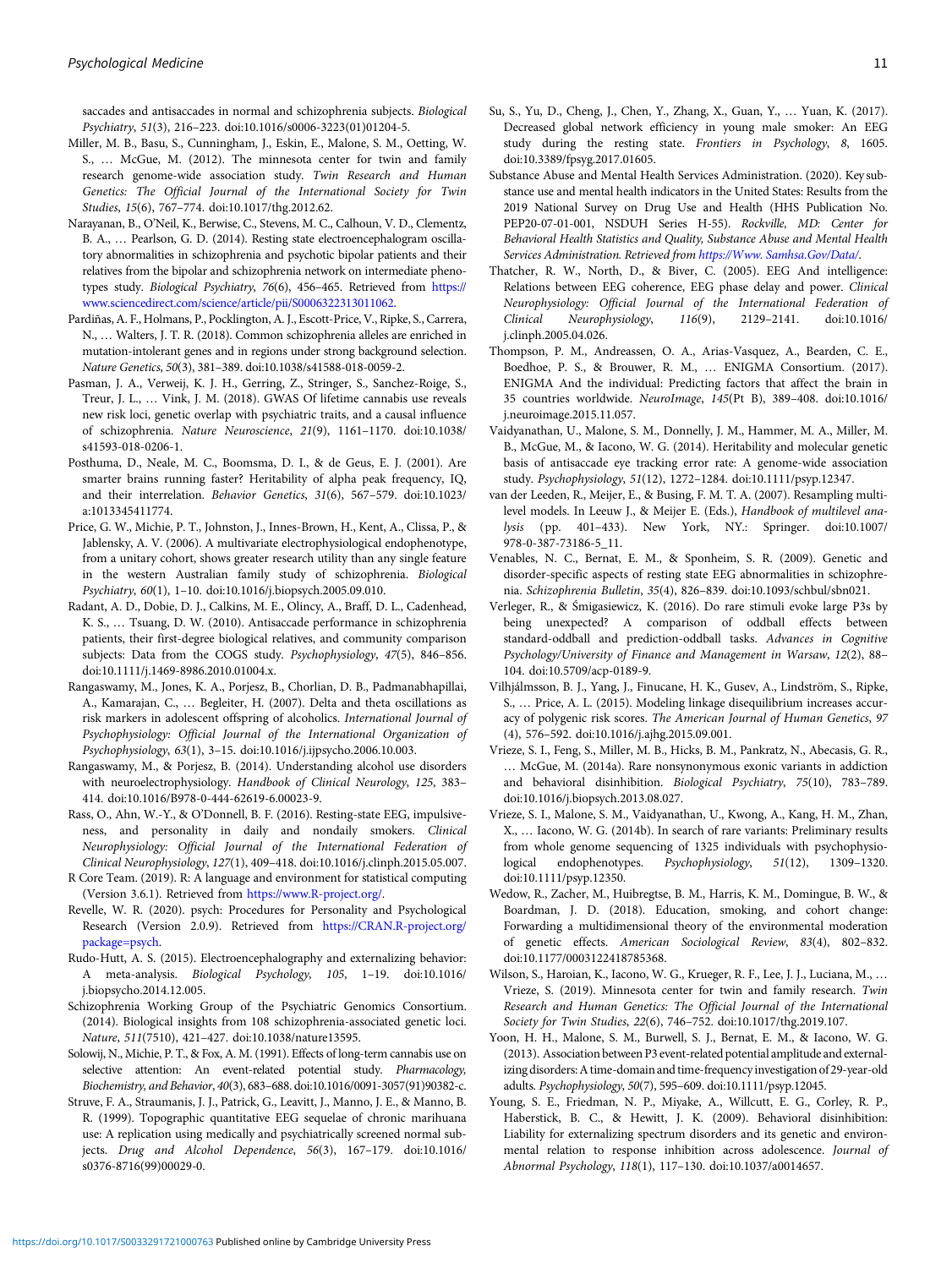saccades and antisaccades in normal and schizophrenia subjects. *Biological Psychiatry*, *51*(3), 216–223. doi:10.1016/s0006-3223(01)01204-5.

Miller, M. B., Basu, S., Cunningham, J., Eskin, E., Malone, S. M., Oetting, W. S., … McGue, M. (2012). The minnesota center for twin and family research genome-wide association study. *Twin Research and Human Genetics: The Official Journal of the International Society for Twin Studies*, *15*(6), 767–774. doi:10.1017/thg.2012.62.

Narayanan, B., O'Neil, K., Berwise, C., Stevens, M. C., Calhoun, V. D., Clementz, B. A., … Pearlson, G. D. (2014). Resting state electroencephalogram oscillatory abnormalities in schizophrenia and psychotic bipolar patients and their relatives from the bipolar and schizophrenia network on intermediate phenotypes study. *Biological Psychiatry*, *76*(6), 456–465. Retrieved from https://www.sciencedirect.com/science/article/pii/S0006322313011062.

Pardiñas, A. F., Holmans, P., Pocklington, A. J., Escott-Price, V., Ripke, S., Carrera, N., … Walters, J. T. R. (2018). Common schizophrenia alleles are enriched in mutation-intolerant genes and in regions under strong background selection. *Nature Genetics*, *50*(3), 381–389. doi:10.1038/s41588-018-0059-2.

Pasman, J. A., Verweij, K. J. H., Gerring, Z., Stringer, S., Sanchez-Roige, S., Treur, J. L., … Vink, J. M. (2018). GWAS Of lifetime cannabis use reveals new risk loci, genetic overlap with psychiatric traits, and a causal influence of schizophrenia. *Nature Neuroscience*, *21*(9), 1161–1170. doi:10.1038/s41593-018-0206-1.

Posthuma, D., Neale, M. C., Boomsma, D. I., & de Geus, E. J. (2001). Are smarter brains running faster? Heritability of alpha peak frequency, IQ, and their interrelation. *Behavior Genetics*, *31*(6), 567–579. doi:10.1023/a:1013345411774.

Price, G. W., Michie, P. T., Johnston, J., Innes-Brown, H., Kent, A., Clissa, P., & Jablensky, A. V. (2006). A multivariate electrophysiological endophenotype, from a unitary cohort, shows greater research utility than any single feature in the western Australian family study of schizophrenia. *Biological Psychiatry*, *60*(1), 1–10. doi:10.1016/j.biopsych.2005.09.010.

Radant, A. D., Dobie, D. J., Calkins, M. E., Olincy, A., Braff, D. L., Cadenhead, K. S., … Tsuang, D. W. (2010). Antisaccade performance in schizophrenia patients, their first-degree biological relatives, and community comparison subjects: Data from the COGS study. *Psychophysiology*, *47*(5), 846–856. doi:10.1111/j.1469-8986.2010.01004.x.

Rangaswamy, M., Jones, K. A., Porjesz, B., Chorlian, D. B., Padmanabhapillai, A., Kamarajan, C., … Begleiter, H. (2007). Delta and theta oscillations as risk markers in adolescent offspring of alcoholics. *International Journal of Psychophysiology: Official Journal of the International Organization of Psychophysiology*, *63*(1), 3–15. doi:10.1016/j.ijpsycho.2006.10.003.

Rangaswamy, M., & Porjesz, B. (2014). Understanding alcohol use disorders with neuroelectrophysiology. *Handbook of Clinical Neurology*, *125*, 383–414. doi:10.1016/B978-0-444-62619-6.00023-9.

Rass, O., Ahn, W.-Y., & O'Donnell, B. F. (2016). Resting-state EEG, impulsiveness, and personality in daily and nondaily smokers. *Clinical Neurophysiology: Official Journal of the International Federation of Clinical Neurophysiology*, *127*(1), 409–418. doi:10.1016/j.clinph.2015.05.007.

R Core Team. (2019). R: A language and environment for statistical computing (Version 3.6.1). Retrieved from https://www.R-project.org/.

Revelle, W. R. (2020). psych: Procedures for Personality and Psychological Research (Version 2.0.9). Retrieved from https://CRAN.R-project.org/package=psych.

Rudo-Hutt, A. S. (2015). Electroencephalography and externalizing behavior: A meta-analysis. *Biological Psychology*, *105*, 1–19. doi:10.1016/j.biopsycho.2014.12.005.

Schizophrenia Working Group of the Psychiatric Genomics Consortium. (2014). Biological insights from 108 schizophrenia-associated genetic loci. *Nature*, *511*(7510), 421–427. doi:10.1038/nature13595.

Solowij, N., Michie, P. T., & Fox, A. M. (1991). Effects of long-term cannabis use on selective attention: An event-related potential study. *Pharmacology, Biochemistry, and Behavior*, *40*(3), 683–688. doi:10.1016/0091-3057(91)90382-c.

Struve, F. A., Straumanis, J. J., Patrick, G., Leavitt, J., Manno, J. E., & Manno, B. R. (1999). Topographic quantitative EEG sequelae of chronic marihuana use: A replication using medically and psychiatrically screened normal subjects. *Drug and Alcohol Dependence*, *56*(3), 167–179. doi:10.1016/s0376-8716(99)00029-0.

Su, S., Yu, D., Cheng, J., Chen, Y., Zhang, X., Guan, Y., … Yuan, K. (2017). Decreased global network efficiency in young male smoker: An EEG study during the resting state. *Frontiers in Psychology*, *8*, 1605. doi:10.3389/fpsyg.2017.01605.

Substance Abuse and Mental Health Services Administration. (2020). Key substance use and mental health indicators in the United States: Results from the 2019 National Survey on Drug Use and Health (HHS Publication No. PEP20-07-01-001, NSDUH Series H-55). *Rockville, MD: Center for Behavioral Health Statistics and Quality, Substance Abuse and Mental Health Services Administration. Retrieved from https://Www. Samhsa.Gov/Data/*.

Thatcher, R. W., North, D., & Biver, C. (2005). EEG And intelligence: Relations between EEG coherence, EEG phase delay and power. *Clinical Neurophysiology: Official Journal of the International Federation of Clinical Neurophysiology*, *116*(9), 2129–2141. doi:10.1016/j.clinph.2005.04.026.

Thompson, P. M., Andreassen, O. A., Arias-Vasquez, A., Bearden, C. E., Boedhoe, P. S., & Brouwer, R. M., … ENIGMA Consortium. (2017). ENIGMA And the individual: Predicting factors that affect the brain in 35 countries worldwide. *NeuroImage*, *145*(Pt B), 389–408. doi:10.1016/j.neuroimage.2015.11.057.

Vaidyanathan, U., Malone, S. M., Donnelly, J. M., Hammer, M. A., Miller, M. B., McGue, M., & Iacono, W. G. (2014). Heritability and molecular genetic basis of antisaccade eye tracking error rate: A genome-wide association study. *Psychophysiology*, *51*(12), 1272–1284. doi:10.1111/psyp.12347.

van der Leeden, R., Meijer, E., & Busing, F. M. T. A. (2007). Resampling multilevel models. In Leeuw J., & Meijer E. (Eds.), *Handbook of multilevel analysis* (pp. 401–433). New York, NY.: Springer. doi:10.1007/978-0-387-73186-5_11.

Venables, N. C., Bernat, E. M., & Sponheim, S. R. (2009). Genetic and disorder-specific aspects of resting state EEG abnormalities in schizophrenia. *Schizophrenia Bulletin*, *35*(4), 826–839. doi:10.1093/schbul/sbn021.

Verleger, R., & Śmigasiewicz, K. (2016). Do rare stimuli evoke large P3s by being unexpected? A comparison of oddball effects between standard-oddball and prediction-oddball tasks. *Advances in Cognitive Psychology/University of Finance and Management in Warsaw*, *12*(2), 88–104. doi:10.5709/acp-0189-9.

Vilhjálmsson, B. J., Yang, J., Finucane, H. K., Gusev, A., Lindström, S., Ripke, S., … Price, A. L. (2015). Modeling linkage disequilibrium increases accuracy of polygenic risk scores. *The American Journal of Human Genetics*, *97*(4), 576–592. doi:10.1016/j.ajhg.2015.09.001.

Vrieze, S. I., Feng, S., Miller, M. B., Hicks, B. M., Pankratz, N., Abecasis, G. R., … McGue, M. (2014a). Rare nonsynonymous exonic variants in addiction and behavioral disinhibition. *Biological Psychiatry*, *75*(10), 783–789. doi:10.1016/j.biopsych.2013.08.027.

Vrieze, S. I., Malone, S. M., Vaidyanathan, U., Kwong, A., Kang, H. M., Zhan, X., … Iacono, W. G. (2014b). In search of rare variants: Preliminary results from whole genome sequencing of 1325 individuals with psychophysiological endophenotypes. *Psychophysiology*, *51*(12), 1309–1320. doi:10.1111/psyp.12350.

Wedow, R., Zacher, M., Huibregtse, B. M., Harris, K. M., Domingue, B. W., & Boardman, J. D. (2018). Education, smoking, and cohort change: Forwarding a multidimensional theory of the environmental moderation of genetic effects. *American Sociological Review*, *83*(4), 802–832. doi:10.1177/0003122418785368.

Wilson, S., Haroian, K., Iacono, W. G., Krueger, R. F., Lee, J. J., Luciana, M., … Vrieze, S. (2019). Minnesota center for twin and family research. *Twin Research and Human Genetics: The Official Journal of the International Society for Twin Studies*, *22*(6), 746–752. doi:10.1017/thg.2019.107.

Yoon, H. H., Malone, S. M., Burwell, S. J., Bernat, E. M., & Iacono, W. G. (2013). Association between P3 event-related potential amplitude and externalizing disorders: A time-domain and time-frequency investigation of 29-year-old adults. *Psychophysiology*, *50*(7), 595–609. doi:10.1111/psyp.12045.

Young, S. E., Friedman, N. P., Miyake, A., Willcutt, E. G., Corley, R. P., Haberstick, B. C., & Hewitt, J. K. (2009). Behavioral disinhibition: Liability for externalizing spectrum disorders and its genetic and environmental relation to response inhibition across adolescence. *Journal of Abnormal Psychology*, *118*(1), 117–130. doi:10.1037/a0014657.